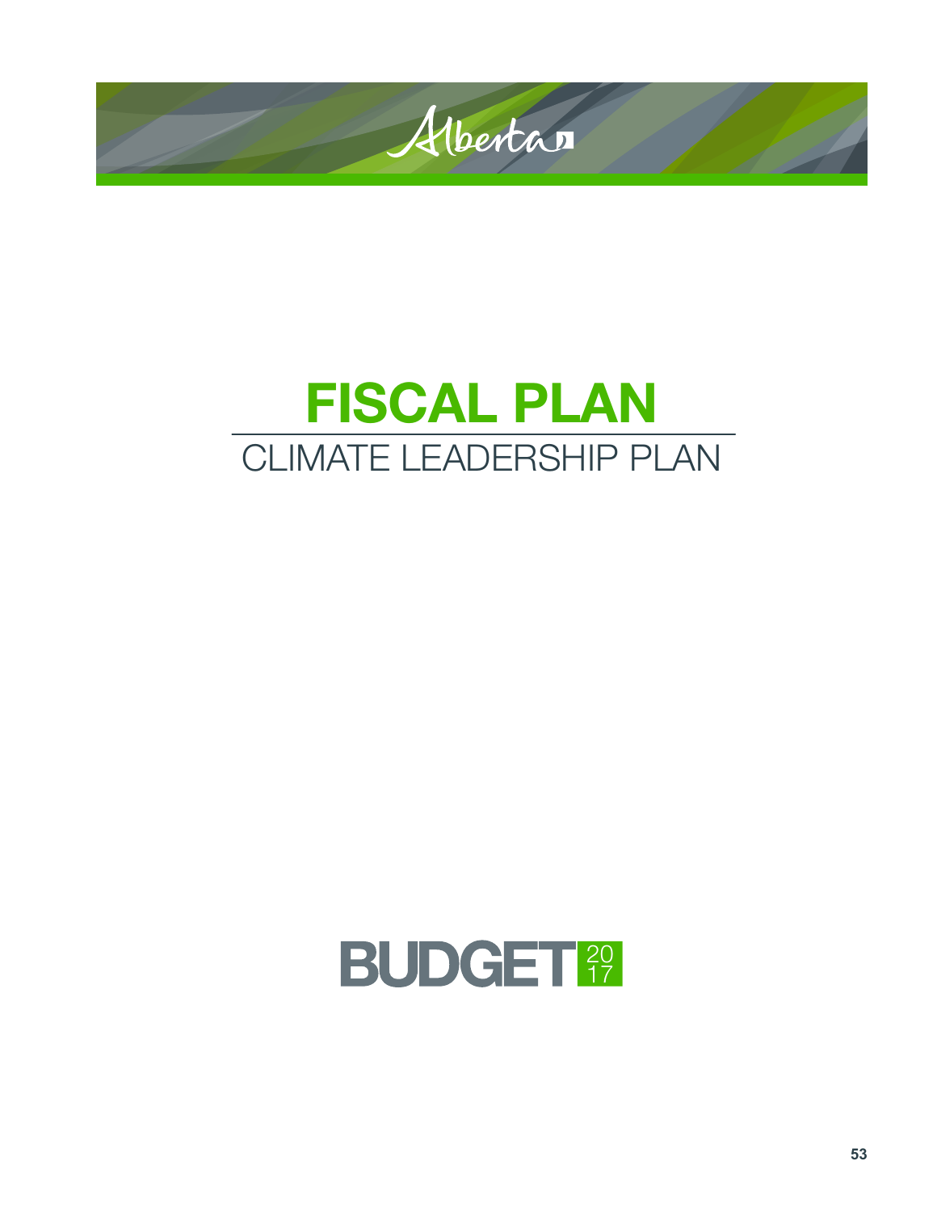Alberta

# FISCAL PLAN

## CLIMATE LEADERSHIP PLAN

BUDGET 2017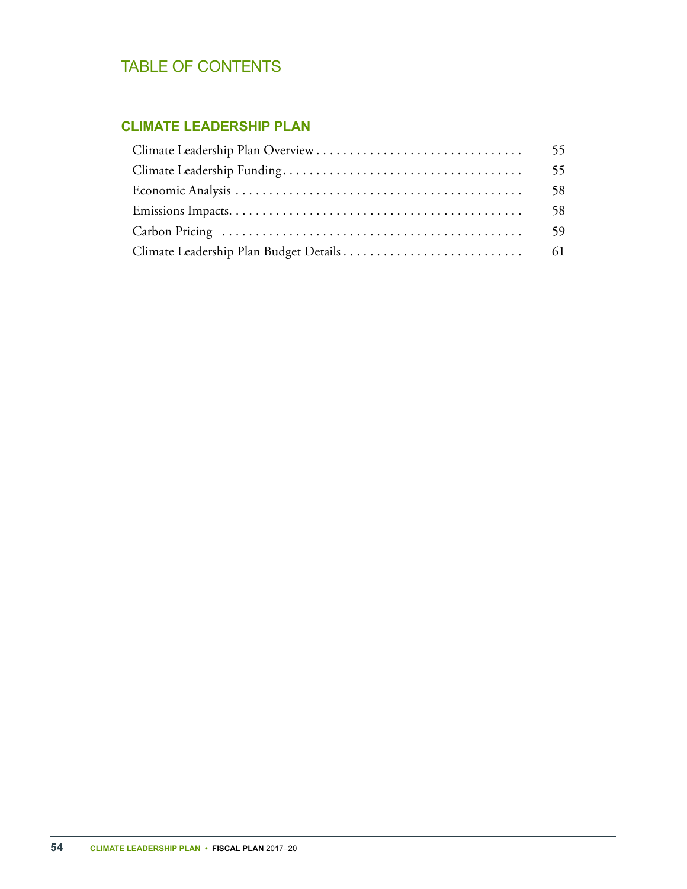# TABLE OF CONTENTS

## CLIMATE LEADERSHIP PLAN

| | |
|---|---|
| Climate Leadership Plan Overview | 55 |
| Climate Leadership Funding | 55 |
| Economic Analysis | 58 |
| Emissions Impacts | 58 |
| Carbon Pricing | 59 |
| Climate Leadership Plan Budget Details | 61 |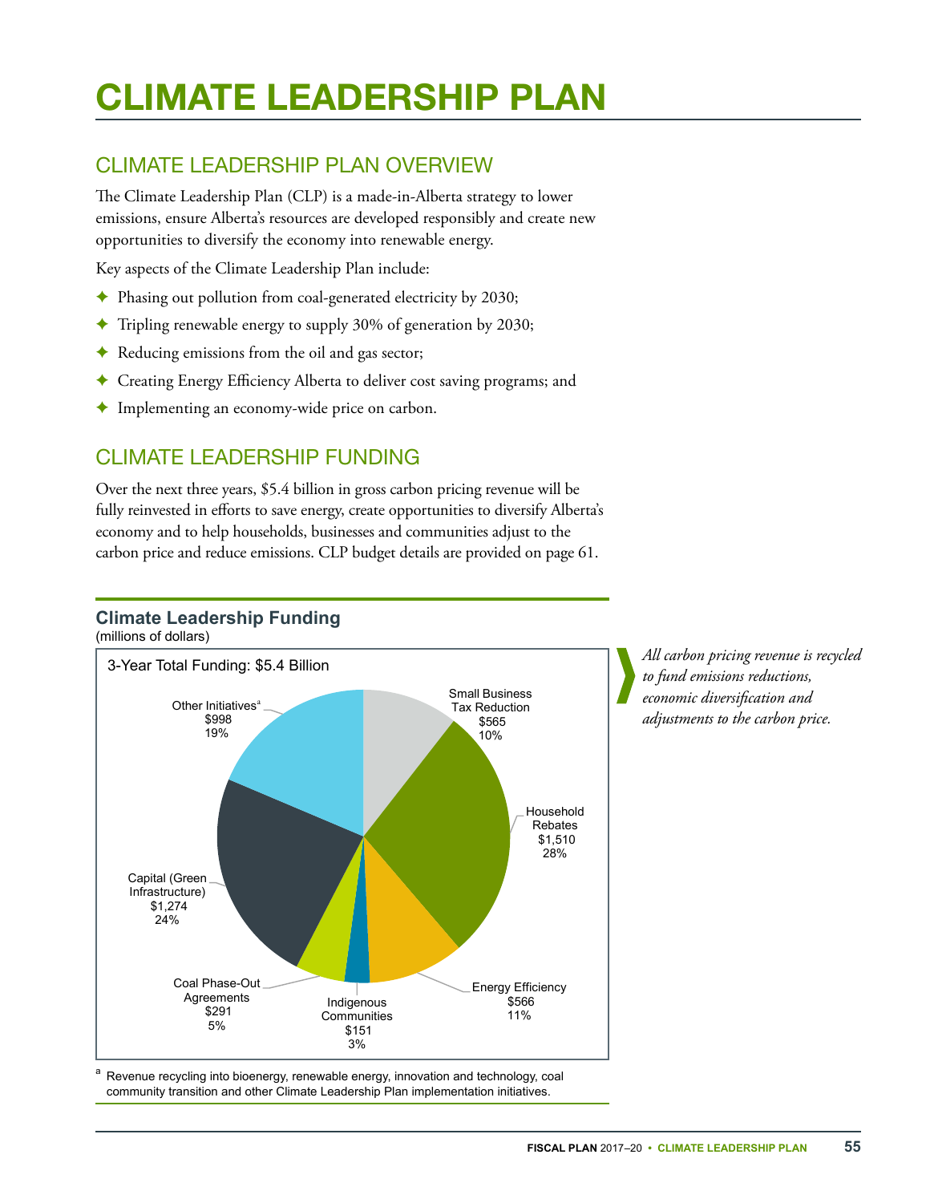# CLIMATE LEADERSHIP PLAN

## CLIMATE LEADERSHIP PLAN OVERVIEW

The Climate Leadership Plan (CLP) is a made-in-Alberta strategy to lower emissions, ensure Alberta's resources are developed responsibly and create new opportunities to diversify the economy into renewable energy.

Key aspects of the Climate Leadership Plan include:

- Phasing out pollution from coal-generated electricity by 2030;
- Tripling renewable energy to supply 30% of generation by 2030;
- Reducing emissions from the oil and gas sector;
- Creating Energy Efficiency Alberta to deliver cost saving programs; and
- Implementing an economy-wide price on carbon.

## CLIMATE LEADERSHIP FUNDING

Over the next three years, $5.4 billion in gross carbon pricing revenue will be fully reinvested in efforts to save energy, create opportunities to diversify Alberta's economy and to help households, businesses and communities adjust to the carbon price and reduce emissions. CLP budget details are provided on page 61.

### Climate Leadership Funding
(millions of dollars)

3-Year Total Funding: $5.4 Billion

| Category | Amount ($ millions) | Share |
|---|---|---|
| Small Business Tax Reduction | $565 | 10% |
| Household Rebates | $1,510 | 28% |
| Energy Efficiency | $566 | 11% |
| Indigenous Communities | $151 | 3% |
| Coal Phase-Out Agreements | $291 | 5% |
| Capital (Green Infrastructure) | $1,274 | 24% |
| Other Initiatives[a] | $998 | 19% |

[a] Revenue recycling into bioenergy, renewable energy, innovation and technology, coal community transition and other Climate Leadership Plan implementation initiatives.

*All carbon pricing revenue is recycled to fund emissions reductions, economic diversification and adjustments to the carbon price.*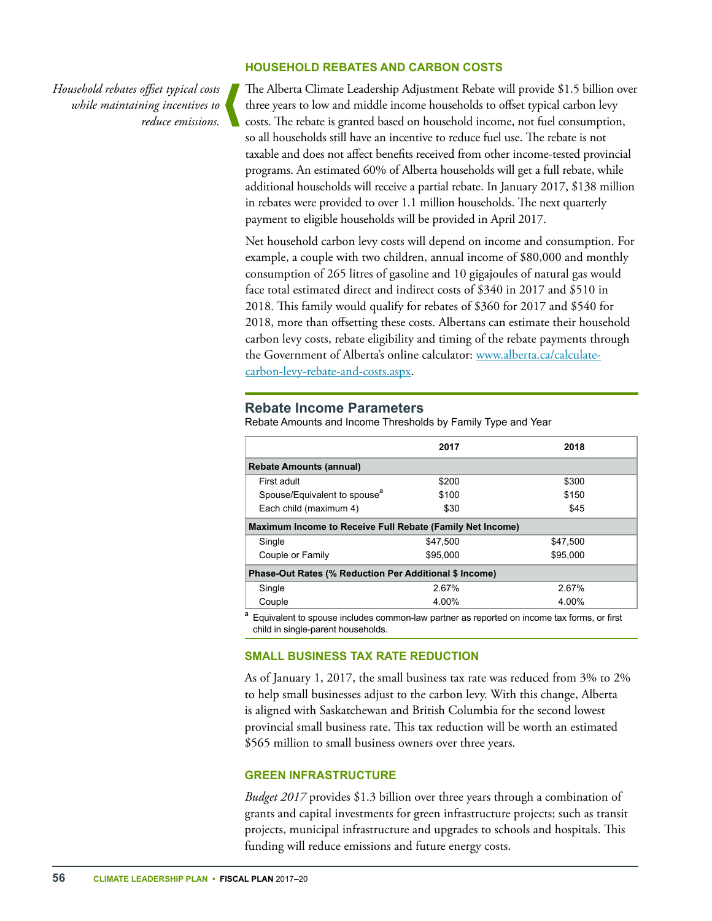## HOUSEHOLD REBATES AND CARBON COSTS

*Household rebates offset typical costs while maintaining incentives to reduce emissions.*

The Alberta Climate Leadership Adjustment Rebate will provide $1.5 billion over three years to low and middle income households to offset typical carbon levy costs. The rebate is granted based on household income, not fuel consumption, so all households still have an incentive to reduce fuel use. The rebate is not taxable and does not affect benefits received from other income-tested provincial programs. An estimated 60% of Alberta households will get a full rebate, while additional households will receive a partial rebate. In January 2017, $138 million in rebates were provided to over 1.1 million households. The next quarterly payment to eligible households will be provided in April 2017.

Net household carbon levy costs will depend on income and consumption. For example, a couple with two children, annual income of $80,000 and monthly consumption of 265 litres of gasoline and 10 gigajoules of natural gas would face total estimated direct and indirect costs of $340 in 2017 and $510 in 2018. This family would qualify for rebates of $360 for 2017 and $540 for 2018, more than offsetting these costs. Albertans can estimate their household carbon levy costs, rebate eligibility and timing of the rebate payments through the Government of Alberta's online calculator: www.alberta.ca/calculate-carbon-levy-rebate-and-costs.aspx.

### Rebate Income Parameters

Rebate Amounts and Income Thresholds by Family Type and Year

| | 2017 | 2018 |
|---|---|---|
| **Rebate Amounts (annual)** | | |
| First adult | $200 | $300 |
| Spouse/Equivalent to spouse[a] | $100 | $150 |
| Each child (maximum 4) | $30 | $45 |
| **Maximum Income to Receive Full Rebate (Family Net Income)** | | |
| Single | $47,500 | $47,500 |
| Couple or Family | $95,000 | $95,000 |
| **Phase-Out Rates (% Reduction Per Additional $ Income)** | | |
| Single | 2.67% | 2.67% |
| Couple | 4.00% | 4.00% |

[a] Equivalent to spouse includes common-law partner as reported on income tax forms, or first child in single-parent households.

## SMALL BUSINESS TAX RATE REDUCTION

As of January 1, 2017, the small business tax rate was reduced from 3% to 2% to help small businesses adjust to the carbon levy. With this change, Alberta is aligned with Saskatchewan and British Columbia for the second lowest provincial small business rate. This tax reduction will be worth an estimated $565 million to small business owners over three years.

## GREEN INFRASTRUCTURE

*Budget 2017* provides $1.3 billion over three years through a combination of grants and capital investments for green infrastructure projects; such as transit projects, municipal infrastructure and upgrades to schools and hospitals. This funding will reduce emissions and future energy costs.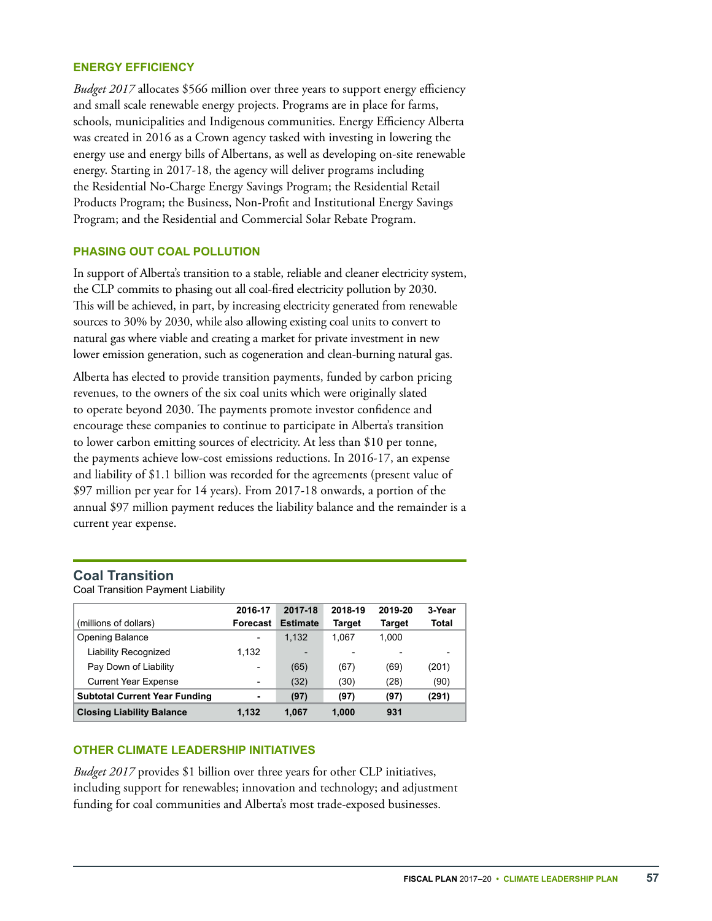## ENERGY EFFICIENCY

*Budget 2017* allocates $566 million over three years to support energy efficiency and small scale renewable energy projects. Programs are in place for farms, schools, municipalities and Indigenous communities. Energy Efficiency Alberta was created in 2016 as a Crown agency tasked with investing in lowering the energy use and energy bills of Albertans, as well as developing on-site renewable energy. Starting in 2017-18, the agency will deliver programs including the Residential No-Charge Energy Savings Program; the Residential Retail Products Program; the Business, Non-Profit and Institutional Energy Savings Program; and the Residential and Commercial Solar Rebate Program.

## PHASING OUT COAL POLLUTION

In support of Alberta's transition to a stable, reliable and cleaner electricity system, the CLP commits to phasing out all coal-fired electricity pollution by 2030. This will be achieved, in part, by increasing electricity generated from renewable sources to 30% by 2030, while also allowing existing coal units to convert to natural gas where viable and creating a market for private investment in new lower emission generation, such as cogeneration and clean-burning natural gas.

Alberta has elected to provide transition payments, funded by carbon pricing revenues, to the owners of the six coal units which were originally slated to operate beyond 2030. The payments promote investor confidence and encourage these companies to continue to participate in Alberta's transition to lower carbon emitting sources of electricity. At less than $10 per tonne, the payments achieve low-cost emissions reductions. In 2016-17, an expense and liability of $1.1 billion was recorded for the agreements (present value of $97 million per year for 14 years). From 2017-18 onwards, a portion of the annual $97 million payment reduces the liability balance and the remainder is a current year expense.

### Coal Transition

Coal Transition Payment Liability

| (millions of dollars) | 2016-17 Forecast | 2017-18 Estimate | 2018-19 Target | 2019-20 Target | 3-Year Total |
|---|---|---|---|---|---|
| Opening Balance | - | 1,132 | 1,067 | 1,000 | |
| Liability Recognized | 1,132 | - | - | - | - |
| Pay Down of Liability | - | (65) | (67) | (69) | (201) |
| Current Year Expense | - | (32) | (30) | (28) | (90) |
| **Subtotal Current Year Funding** | **-** | **(97)** | **(97)** | **(97)** | **(291)** |
| **Closing Liability Balance** | **1,132** | **1,067** | **1,000** | **931** | |

## OTHER CLIMATE LEADERSHIP INITIATIVES

*Budget 2017* provides $1 billion over three years for other CLP initiatives, including support for renewables; innovation and technology; and adjustment funding for coal communities and Alberta's most trade-exposed businesses.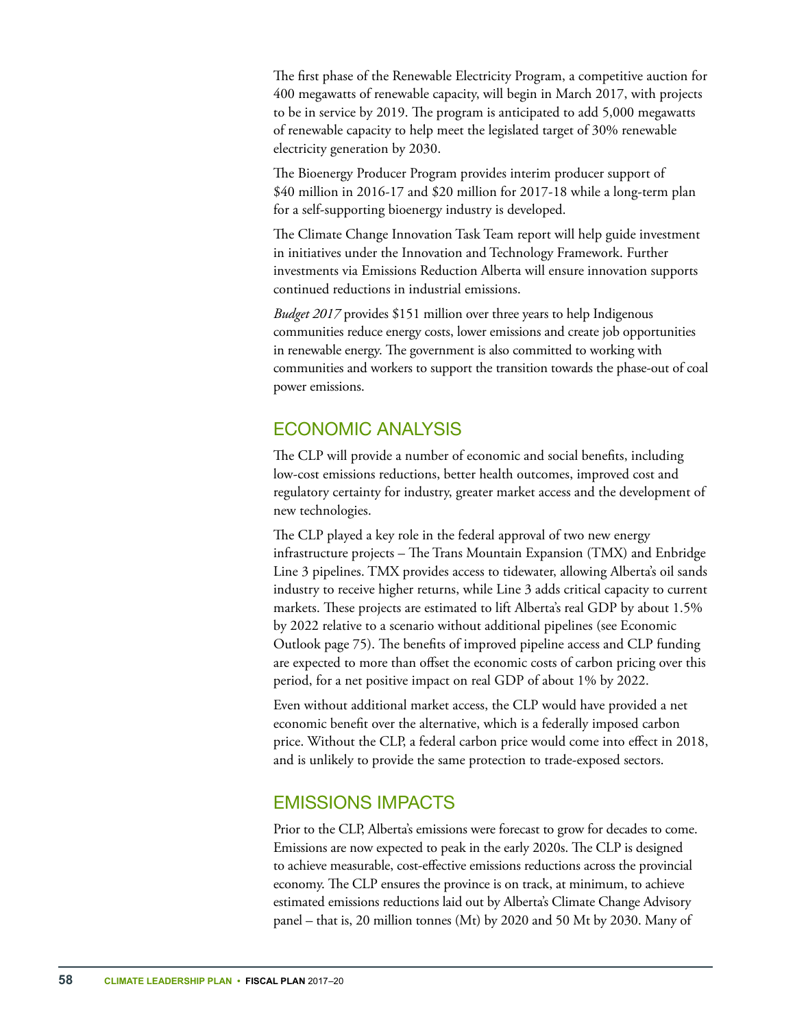The first phase of the Renewable Electricity Program, a competitive auction for 400 megawatts of renewable capacity, will begin in March 2017, with projects to be in service by 2019. The program is anticipated to add 5,000 megawatts of renewable capacity to help meet the legislated target of 30% renewable electricity generation by 2030.

The Bioenergy Producer Program provides interim producer support of $40 million in 2016-17 and $20 million for 2017-18 while a long-term plan for a self-supporting bioenergy industry is developed.

The Climate Change Innovation Task Team report will help guide investment in initiatives under the Innovation and Technology Framework. Further investments via Emissions Reduction Alberta will ensure innovation supports continued reductions in industrial emissions.

*Budget 2017* provides $151 million over three years to help Indigenous communities reduce energy costs, lower emissions and create job opportunities in renewable energy. The government is also committed to working with communities and workers to support the transition towards the phase-out of coal power emissions.

## ECONOMIC ANALYSIS

The CLP will provide a number of economic and social benefits, including low-cost emissions reductions, better health outcomes, improved cost and regulatory certainty for industry, greater market access and the development of new technologies.

The CLP played a key role in the federal approval of two new energy infrastructure projects – The Trans Mountain Expansion (TMX) and Enbridge Line 3 pipelines. TMX provides access to tidewater, allowing Alberta's oil sands industry to receive higher returns, while Line 3 adds critical capacity to current markets. These projects are estimated to lift Alberta's real GDP by about 1.5% by 2022 relative to a scenario without additional pipelines (see Economic Outlook page 75). The benefits of improved pipeline access and CLP funding are expected to more than offset the economic costs of carbon pricing over this period, for a net positive impact on real GDP of about 1% by 2022.

Even without additional market access, the CLP would have provided a net economic benefit over the alternative, which is a federally imposed carbon price. Without the CLP, a federal carbon price would come into effect in 2018, and is unlikely to provide the same protection to trade-exposed sectors.

## EMISSIONS IMPACTS

Prior to the CLP, Alberta's emissions were forecast to grow for decades to come. Emissions are now expected to peak in the early 2020s. The CLP is designed to achieve measurable, cost-effective emissions reductions across the provincial economy. The CLP ensures the province is on track, at minimum, to achieve estimated emissions reductions laid out by Alberta's Climate Change Advisory panel – that is, 20 million tonnes (Mt) by 2020 and 50 Mt by 2030. Many of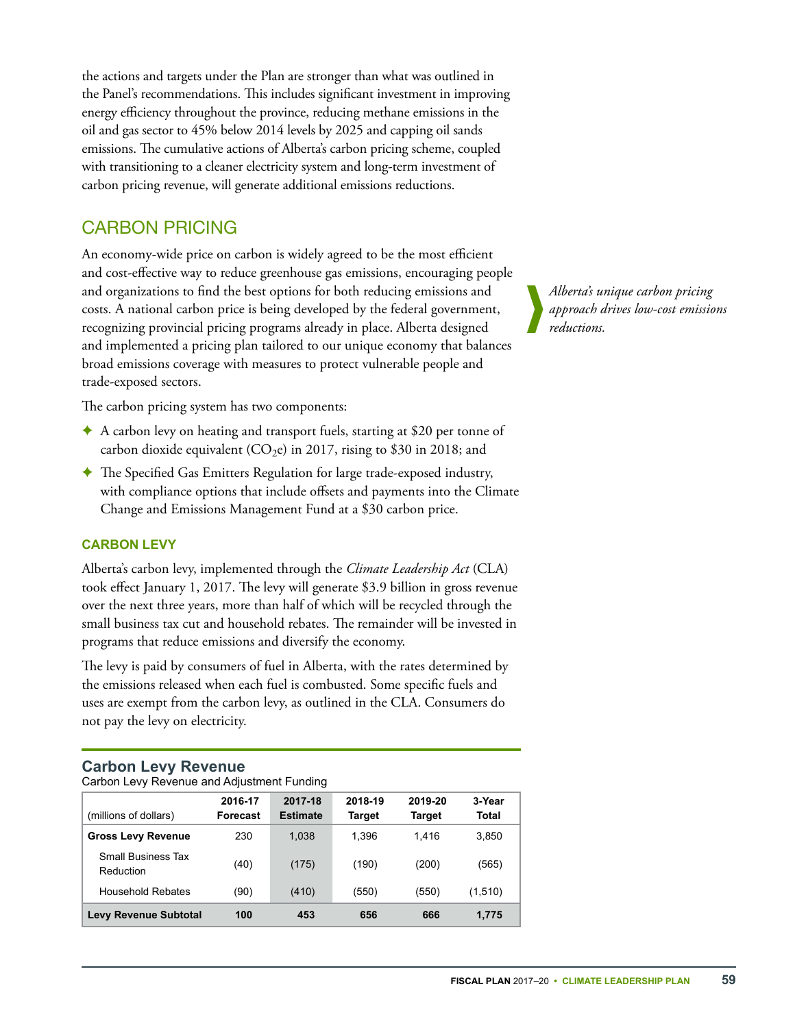the actions and targets under the Plan are stronger than what was outlined in the Panel's recommendations. This includes significant investment in improving energy efficiency throughout the province, reducing methane emissions in the oil and gas sector to 45% below 2014 levels by 2025 and capping oil sands emissions. The cumulative actions of Alberta's carbon pricing scheme, coupled with transitioning to a cleaner electricity system and long-term investment of carbon pricing revenue, will generate additional emissions reductions.

## CARBON PRICING

An economy-wide price on carbon is widely agreed to be the most efficient and cost-effective way to reduce greenhouse gas emissions, encouraging people and organizations to find the best options for both reducing emissions and costs. A national carbon price is being developed by the federal government, recognizing provincial pricing programs already in place. Alberta designed and implemented a pricing plan tailored to our unique economy that balances broad emissions coverage with measures to protect vulnerable people and trade-exposed sectors.

*Alberta's unique carbon pricing approach drives low-cost emissions reductions.*

The carbon pricing system has two components:

- A carbon levy on heating and transport fuels, starting at $20 per tonne of carbon dioxide equivalent ($CO_2$e) in 2017, rising to $30 in 2018; and
- The Specified Gas Emitters Regulation for large trade-exposed industry, with compliance options that include offsets and payments into the Climate Change and Emissions Management Fund at a $30 carbon price.

### CARBON LEVY

Alberta's carbon levy, implemented through the *Climate Leadership Act* (CLA) took effect January 1, 2017. The levy will generate $3.9 billion in gross revenue over the next three years, more than half of which will be recycled through the small business tax cut and household rebates. The remainder will be invested in programs that reduce emissions and diversify the economy.

The levy is paid by consumers of fuel in Alberta, with the rates determined by the emissions released when each fuel is combusted. Some specific fuels and uses are exempt from the carbon levy, as outlined in the CLA. Consumers do not pay the levy on electricity.

**Carbon Levy Revenue**

Carbon Levy Revenue and Adjustment Funding

| (millions of dollars) | 2016-17 Forecast | 2017-18 Estimate | 2018-19 Target | 2019-20 Target | 3-Year Total |
|---|---|---|---|---|---|
| **Gross Levy Revenue** | 230 | 1,038 | 1,396 | 1,416 | 3,850 |
| Small Business Tax Reduction | (40) | (175) | (190) | (200) | (565) |
| Household Rebates | (90) | (410) | (550) | (550) | (1,510) |
| **Levy Revenue Subtotal** | **100** | **453** | **656** | **666** | **1,775** |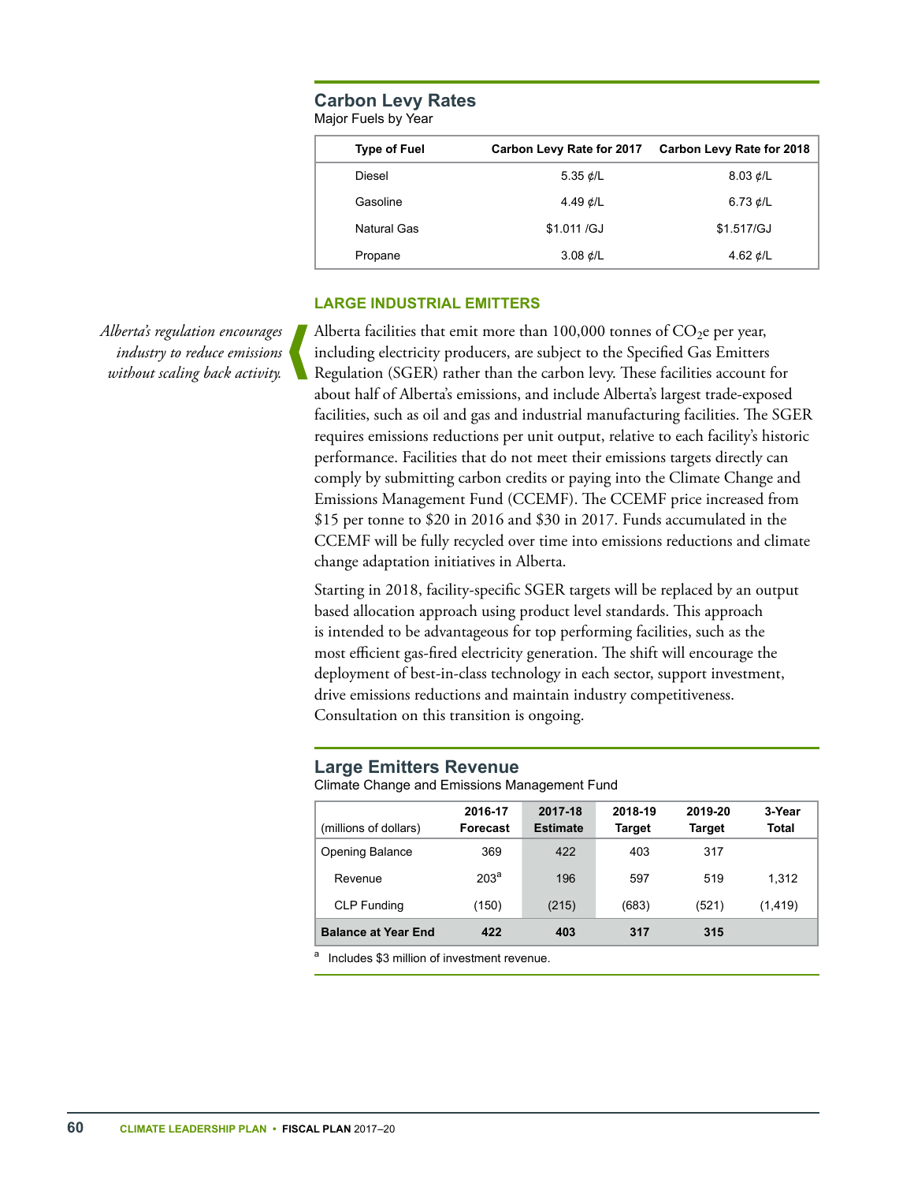## Carbon Levy Rates

Major Fuels by Year

| Type of Fuel | Carbon Levy Rate for 2017 | Carbon Levy Rate for 2018 |
| --- | --- | --- |
| Diesel | 5.35 ¢/L | 8.03 ¢/L |
| Gasoline | 4.49 ¢/L | 6.73 ¢/L |
| Natural Gas | $1.011 /GJ | $1.517/GJ |
| Propane | 3.08 ¢/L | 4.62 ¢/L |

### LARGE INDUSTRIAL EMITTERS

*Alberta's regulation encourages industry to reduce emissions without scaling back activity.*

Alberta facilities that emit more than 100,000 tonnes of $CO_2$e per year, including electricity producers, are subject to the Specified Gas Emitters Regulation (SGER) rather than the carbon levy. These facilities account for about half of Alberta's emissions, and include Alberta's largest trade-exposed facilities, such as oil and gas and industrial manufacturing facilities. The SGER requires emissions reductions per unit output, relative to each facility's historic performance. Facilities that do not meet their emissions targets directly can comply by submitting carbon credits or paying into the Climate Change and Emissions Management Fund (CCEMF). The CCEMF price increased from $15 per tonne to $20 in 2016 and $30 in 2017. Funds accumulated in the CCEMF will be fully recycled over time into emissions reductions and climate change adaptation initiatives in Alberta.

Starting in 2018, facility-specific SGER targets will be replaced by an output based allocation approach using product level standards. This approach is intended to be advantageous for top performing facilities, such as the most efficient gas-fired electricity generation. The shift will encourage the deployment of best-in-class technology in each sector, support investment, drive emissions reductions and maintain industry competitiveness. Consultation on this transition is ongoing.

## Large Emitters Revenue

Climate Change and Emissions Management Fund

| (millions of dollars) | 2016-17 Forecast | 2017-18 Estimate | 2018-19 Target | 2019-20 Target | 3-Year Total |
| --- | --- | --- | --- | --- | --- |
| Opening Balance | 369 | 422 | 403 | 317 | |
| Revenue | 203[a] | 196 | 597 | 519 | 1,312 |
| CLP Funding | (150) | (215) | (683) | (521) | (1,419) |
| **Balance at Year End** | **422** | **403** | **317** | **315** | |

[a] Includes $3 million of investment revenue.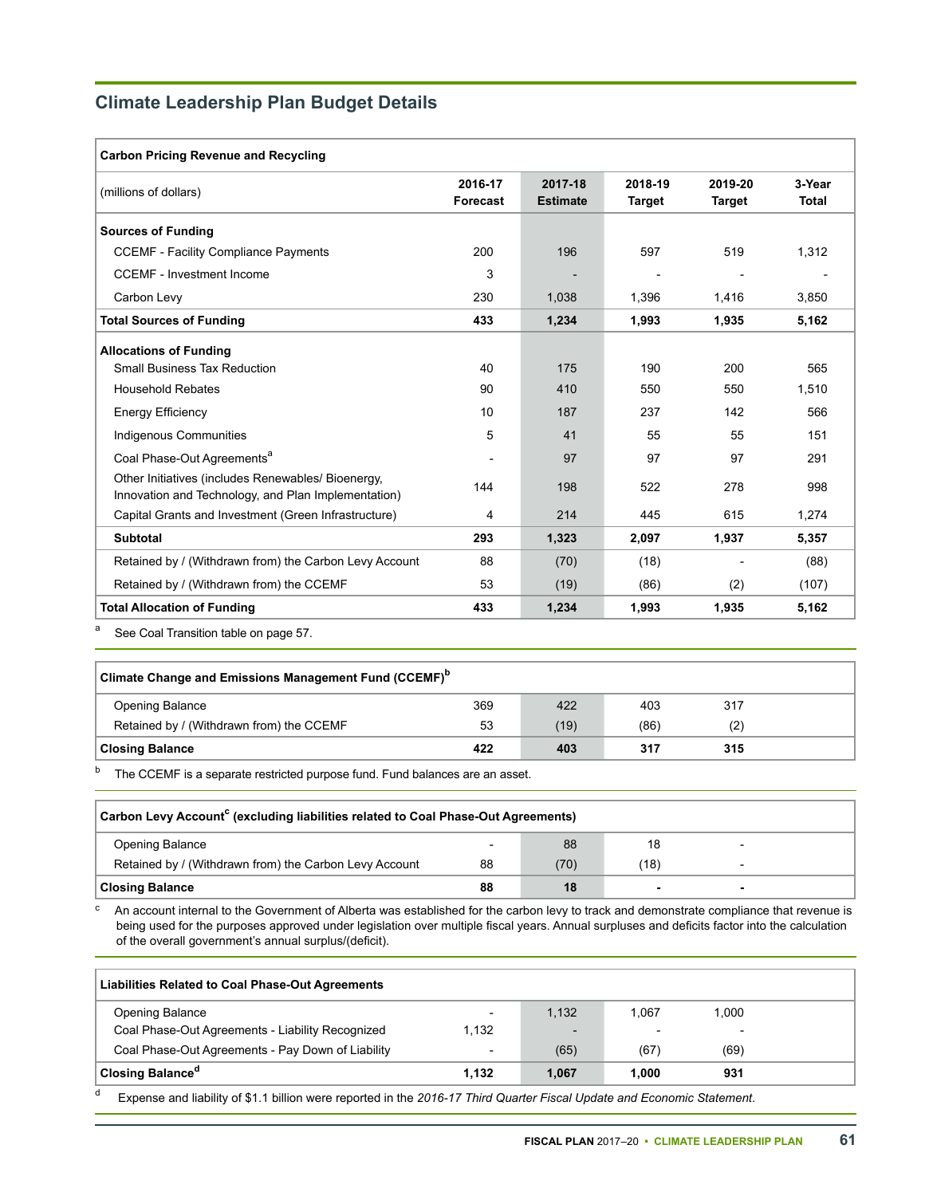## Climate Leadership Plan Budget Details

| Carbon Pricing Revenue and Recycling | | | | | |
|---|---|---|---|---|---|
| (millions of dollars) | 2016-17 Forecast | 2017-18 Estimate | 2018-19 Target | 2019-20 Target | 3-Year Total |
| **Sources of Funding** | | | | | |
| CCEMF - Facility Compliance Payments | 200 | 196 | 597 | 519 | 1,312 |
| CCEMF - Investment Income | 3 | - | - | - | - |
| Carbon Levy | 230 | 1,038 | 1,396 | 1,416 | 3,850 |
| **Total Sources of Funding** | **433** | **1,234** | **1,993** | **1,935** | **5,162** |
| **Allocations of Funding** | | | | | |
| Small Business Tax Reduction | 40 | 175 | 190 | 200 | 565 |
| Household Rebates | 90 | 410 | 550 | 550 | 1,510 |
| Energy Efficiency | 10 | 187 | 237 | 142 | 566 |
| Indigenous Communities | 5 | 41 | 55 | 55 | 151 |
| Coal Phase-Out Agreements[a] | - | 97 | 97 | 97 | 291 |
| Other Initiatives (includes Renewables/ Bioenergy, Innovation and Technology, and Plan Implementation) | 144 | 198 | 522 | 278 | 998 |
| Capital Grants and Investment (Green Infrastructure) | 4 | 214 | 445 | 615 | 1,274 |
| **Subtotal** | **293** | **1,323** | **2,097** | **1,937** | **5,357** |
| Retained by / (Withdrawn from) the Carbon Levy Account | 88 | (70) | (18) | - | (88) |
| Retained by / (Withdrawn from) the CCEMF | 53 | (19) | (86) | (2) | (107) |
| **Total Allocation of Funding** | **433** | **1,234** | **1,993** | **1,935** | **5,162** |

[a] See Coal Transition table on page 57.

| Climate Change and Emissions Management Fund (CCEMF)[b] | | | | |
|---|---|---|---|---|
| Opening Balance | 369 | 422 | 403 | 317 |
| Retained by / (Withdrawn from) the CCEMF | 53 | (19) | (86) | (2) |
| **Closing Balance** | **422** | **403** | **317** | **315** |

[b] The CCEMF is a separate restricted purpose fund. Fund balances are an asset.

| Carbon Levy Account[c] (excluding liabilities related to Coal Phase-Out Agreements) | | | | |
|---|---|---|---|---|
| Opening Balance | - | 88 | 18 | - |
| Retained by / (Withdrawn from) the Carbon Levy Account | 88 | (70) | (18) | - |
| **Closing Balance** | **88** | **18** | **-** | **-** |

[c] An account internal to the Government of Alberta was established for the carbon levy to track and demonstrate compliance that revenue is being used for the purposes approved under legislation over multiple fiscal years. Annual surpluses and deficits factor into the calculation of the overall government's annual surplus/(deficit).

| Liabilities Related to Coal Phase-Out Agreements | | | | |
|---|---|---|---|---|
| Opening Balance | - | 1,132 | 1,067 | 1,000 |
| Coal Phase-Out Agreements - Liability Recognized | 1,132 | - | - | - |
| Coal Phase-Out Agreements - Pay Down of Liability | - | (65) | (67) | (69) |
| **Closing Balance[d]** | **1,132** | **1,067** | **1,000** | **931** |

[d] Expense and liability of $1.1 billion were reported in the *2016-17 Third Quarter Fiscal Update and Economic Statement*.